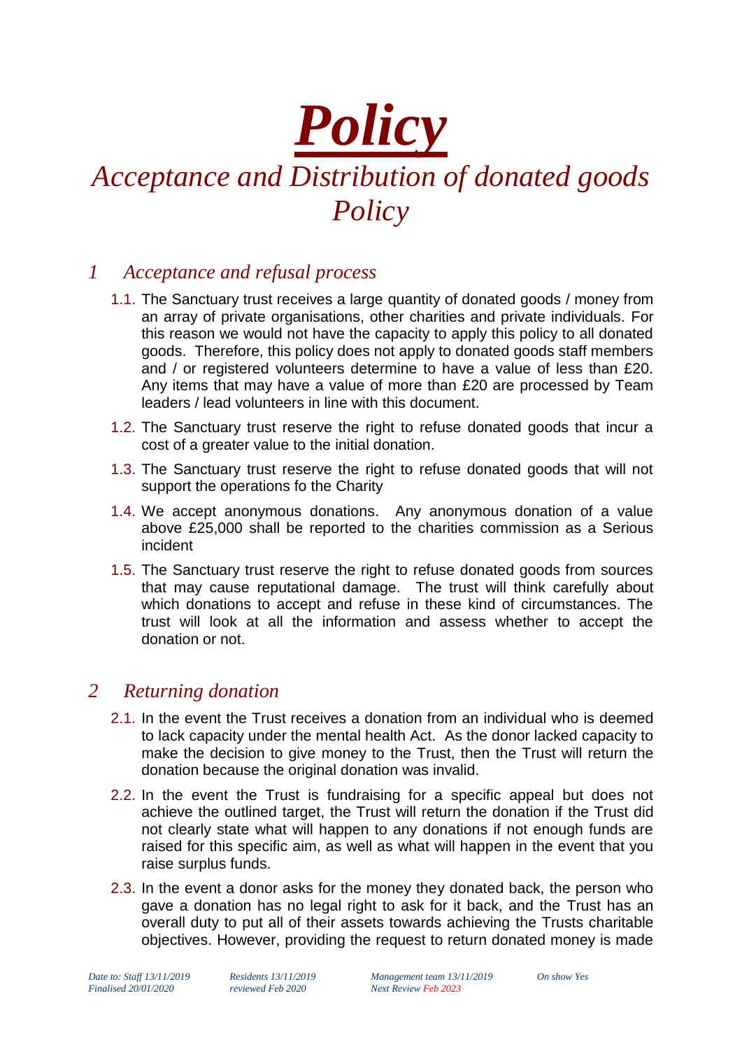# ***Policy***

# *Acceptance and Distribution of donated goods Policy*

## *1 Acceptance and refusal process*

1.1. The Sanctuary trust receives a large quantity of donated goods / money from an array of private organisations, other charities and private individuals. For this reason we would not have the capacity to apply this policy to all donated goods. Therefore, this policy does not apply to donated goods staff members and / or registered volunteers determine to have a value of less than £20. Any items that may have a value of more than £20 are processed by Team leaders / lead volunteers in line with this document.

1.2. The Sanctuary trust reserve the right to refuse donated goods that incur a cost of a greater value to the initial donation.

1.3. The Sanctuary trust reserve the right to refuse donated goods that will not support the operations fo the Charity

1.4. We accept anonymous donations. Any anonymous donation of a value above £25,000 shall be reported to the charities commission as a Serious incident

1.5. The Sanctuary trust reserve the right to refuse donated goods from sources that may cause reputational damage. The trust will think carefully about which donations to accept and refuse in these kind of circumstances. The trust will look at all the information and assess whether to accept the donation or not.

## *2 Returning donation*

2.1. In the event the Trust receives a donation from an individual who is deemed to lack capacity under the mental health Act. As the donor lacked capacity to make the decision to give money to the Trust, then the Trust will return the donation because the original donation was invalid.

2.2. In the event the Trust is fundraising for a specific appeal but does not achieve the outlined target, the Trust will return the donation if the Trust did not clearly state what will happen to any donations if not enough funds are raised for this specific aim, as well as what will happen in the event that you raise surplus funds.

2.3. In the event a donor asks for the money they donated back, the person who gave a donation has no legal right to ask for it back, and the Trust has an overall duty to put all of their assets towards achieving the Trusts charitable objectives. However, providing the request to return donated money is made

*Date to: Staff 13/11/2019* *Residents 13/11/2019* *Management team 13/11/2019* *On show Yes*
*Finalised 20/01/2020* *reviewed Feb 2020* *Next Review Feb 2023*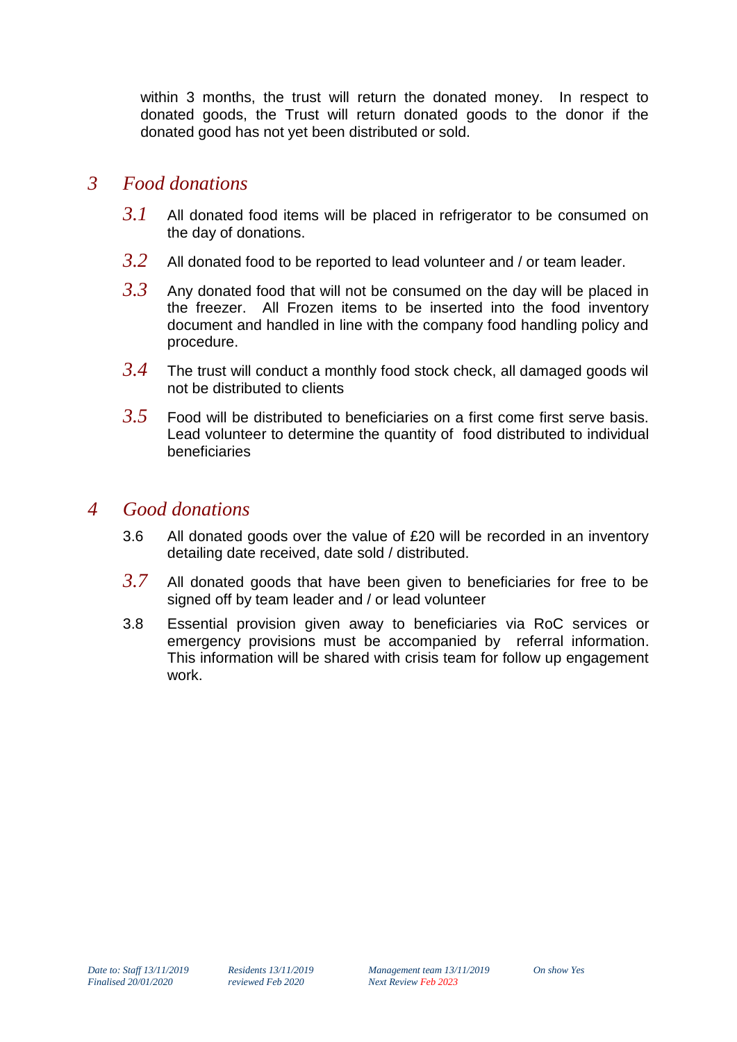within 3 months, the trust will return the donated money. In respect to donated goods, the Trust will return donated goods to the donor if the donated good has not yet been distributed or sold.

## 3 Food donations

3.1 All donated food items will be placed in refrigerator to be consumed on the day of donations.

3.2 All donated food to be reported to lead volunteer and / or team leader.

3.3 Any donated food that will not be consumed on the day will be placed in the freezer. All Frozen items to be inserted into the food inventory document and handled in line with the company food handling policy and procedure.

3.4 The trust will conduct a monthly food stock check, all damaged goods wil not be distributed to clients

3.5 Food will be distributed to beneficiaries on a first come first serve basis. Lead volunteer to determine the quantity of food distributed to individual beneficiaries

## 4 Good donations

3.6 All donated goods over the value of £20 will be recorded in an inventory detailing date received, date sold / distributed.

3.7 All donated goods that have been given to beneficiaries for free to be signed off by team leader and / or lead volunteer

3.8 Essential provision given away to beneficiaries via RoC services or emergency provisions must be accompanied by referral information. This information will be shared with crisis team for follow up engagement work.